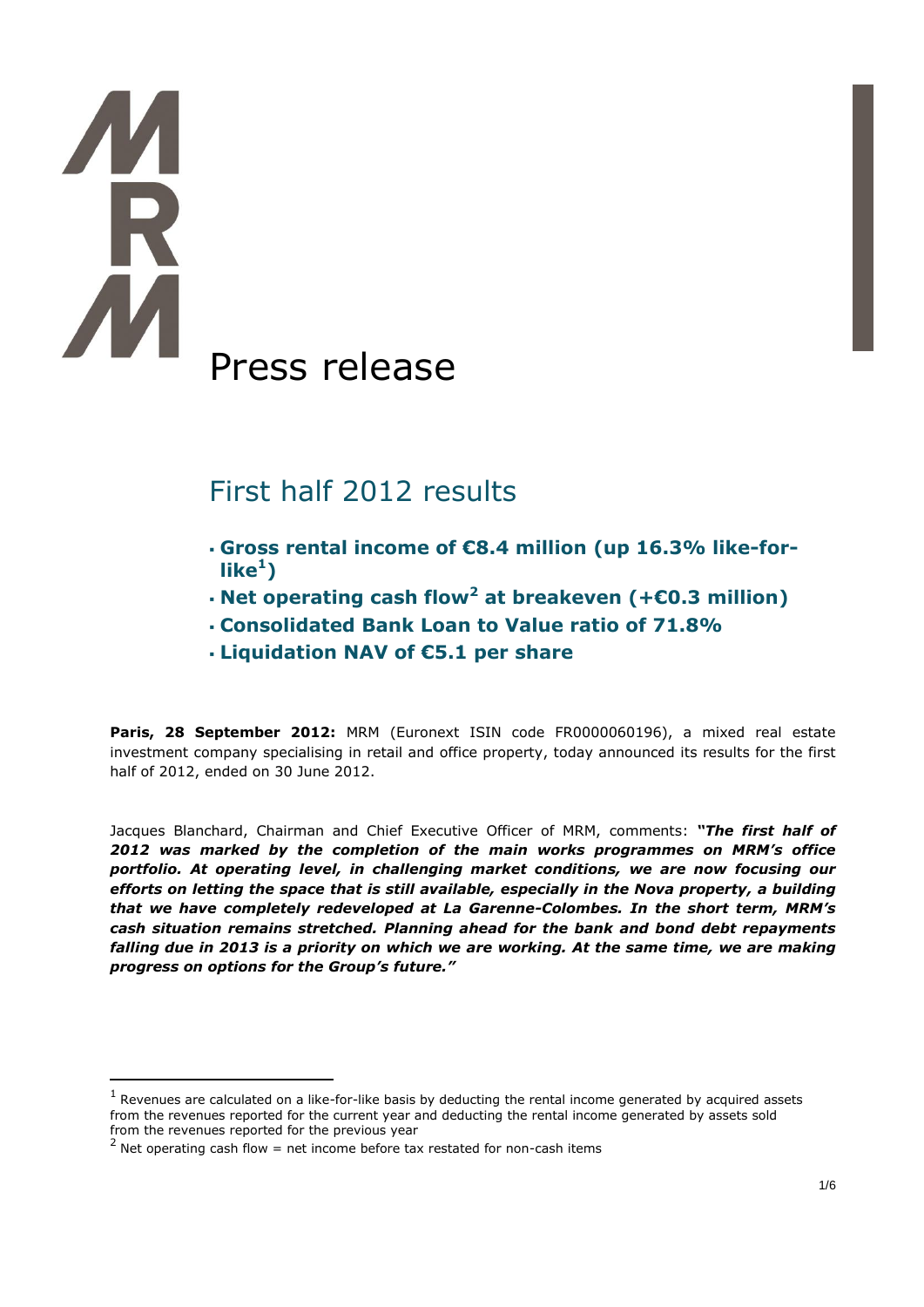# Press release

## First half 2012 results

- **Gross rental income of €8.4 million (up 16.3% like-for-like[1])**
- **Net operating cash flow[2] at breakeven (+€0.3 million)**
- **Consolidated Bank Loan to Value ratio of 71.8%**
- **Liquidation NAV of €5.1 per share**

**Paris, 28 September 2012:** MRM (Euronext ISIN code FR0000060196), a mixed real estate investment company specialising in retail and office property, today announced its results for the first half of 2012, ended on 30 June 2012.

Jacques Blanchard, Chairman and Chief Executive Officer of MRM, comments: ***"The first half of 2012 was marked by the completion of the main works programmes on MRM's office portfolio. At operating level, in challenging market conditions, we are now focusing our efforts on letting the space that is still available, especially in the Nova property, a building that we have completely redeveloped at La Garenne-Colombes. In the short term, MRM's cash situation remains stretched. Planning ahead for the bank and bond debt repayments falling due in 2013 is a priority on which we are working. At the same time, we are making progress on options for the Group's future."***

---

[1] Revenues are calculated on a like-for-like basis by deducting the rental income generated by acquired assets from the revenues reported for the current year and deducting the rental income generated by assets sold from the revenues reported for the previous year

[2] Net operating cash flow = net income before tax restated for non-cash items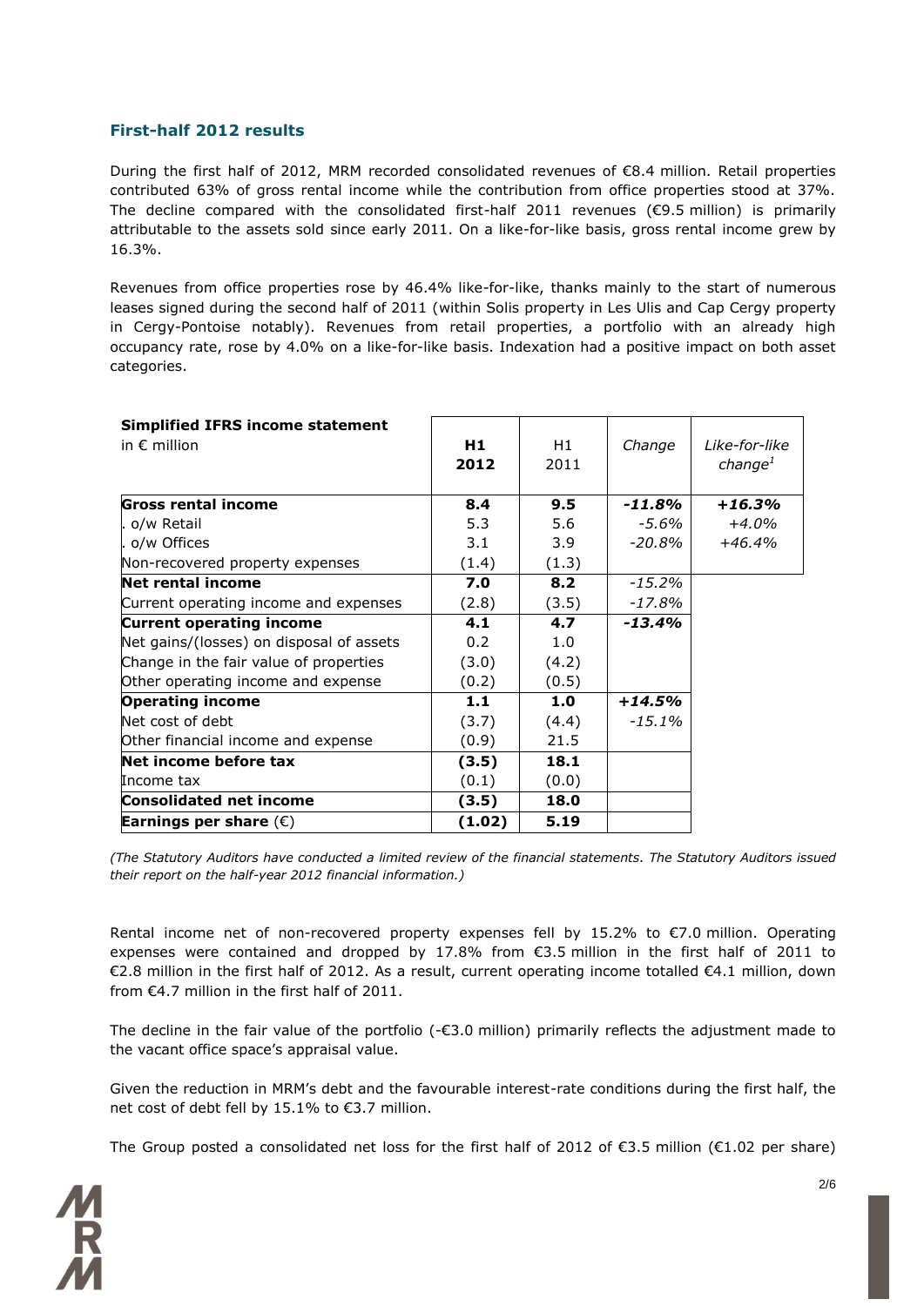## First-half 2012 results

During the first half of 2012, MRM recorded consolidated revenues of €8.4 million. Retail properties contributed 63% of gross rental income while the contribution from office properties stood at 37%. The decline compared with the consolidated first-half 2011 revenues (€9.5 million) is primarily attributable to the assets sold since early 2011. On a like-for-like basis, gross rental income grew by 16.3%.

Revenues from office properties rose by 46.4% like-for-like, thanks mainly to the start of numerous leases signed during the second half of 2011 (within Solis property in Les Ulis and Cap Cergy property in Cergy-Pontoise notably). Revenues from retail properties, a portfolio with an already high occupancy rate, rose by 4.0% on a like-for-like basis. Indexation had a positive impact on both asset categories.

| **Simplified IFRS income statement** in € million | **H1 2012** | H1 2011 | *Change* | *Like-for-like change*[1] |
|---|---|---|---|---|
| **Gross rental income** | **8.4** | **9.5** | ***-11.8%*** | ***+16.3%*** |
| . o/w Retail | 5.3 | 5.6 | *-5.6%* | *+4.0%* |
| . o/w Offices | 3.1 | 3.9 | *-20.8%* | *+46.4%* |
| Non-recovered property expenses | (1.4) | (1.3) | | |
| **Net rental income** | **7.0** | **8.2** | *-15.2%* | |
| Current operating income and expenses | (2.8) | (3.5) | *-17.8%* | |
| **Current operating income** | **4.1** | **4.7** | ***-13.4%*** | |
| Net gains/(losses) on disposal of assets | 0.2 | 1.0 | | |
| Change in the fair value of properties | (3.0) | (4.2) | | |
| Other operating income and expense | (0.2) | (0.5) | | |
| **Operating income** | **1.1** | **1.0** | ***+14.5%*** | |
| Net cost of debt | (3.7) | (4.4) | *-15.1%* | |
| Other financial income and expense | (0.9) | 21.5 | | |
| **Net income before tax** | **(3.5)** | **18.1** | | |
| Income tax | (0.1) | (0.0) | | |
| **Consolidated net income** | **(3.5)** | **18.0** | | |
| **Earnings per share** (€) | **(1.02)** | **5.19** | | |

*(The Statutory Auditors have conducted a limited review of the financial statements. The Statutory Auditors issued their report on the half-year 2012 financial information.)*

Rental income net of non-recovered property expenses fell by 15.2% to €7.0 million. Operating expenses were contained and dropped by 17.8% from €3.5 million in the first half of 2011 to €2.8 million in the first half of 2012. As a result, current operating income totalled €4.1 million, down from €4.7 million in the first half of 2011.

The decline in the fair value of the portfolio (-€3.0 million) primarily reflects the adjustment made to the vacant office space's appraisal value.

Given the reduction in MRM's debt and the favourable interest-rate conditions during the first half, the net cost of debt fell by 15.1% to €3.7 million.

The Group posted a consolidated net loss for the first half of 2012 of €3.5 million (€1.02 per share)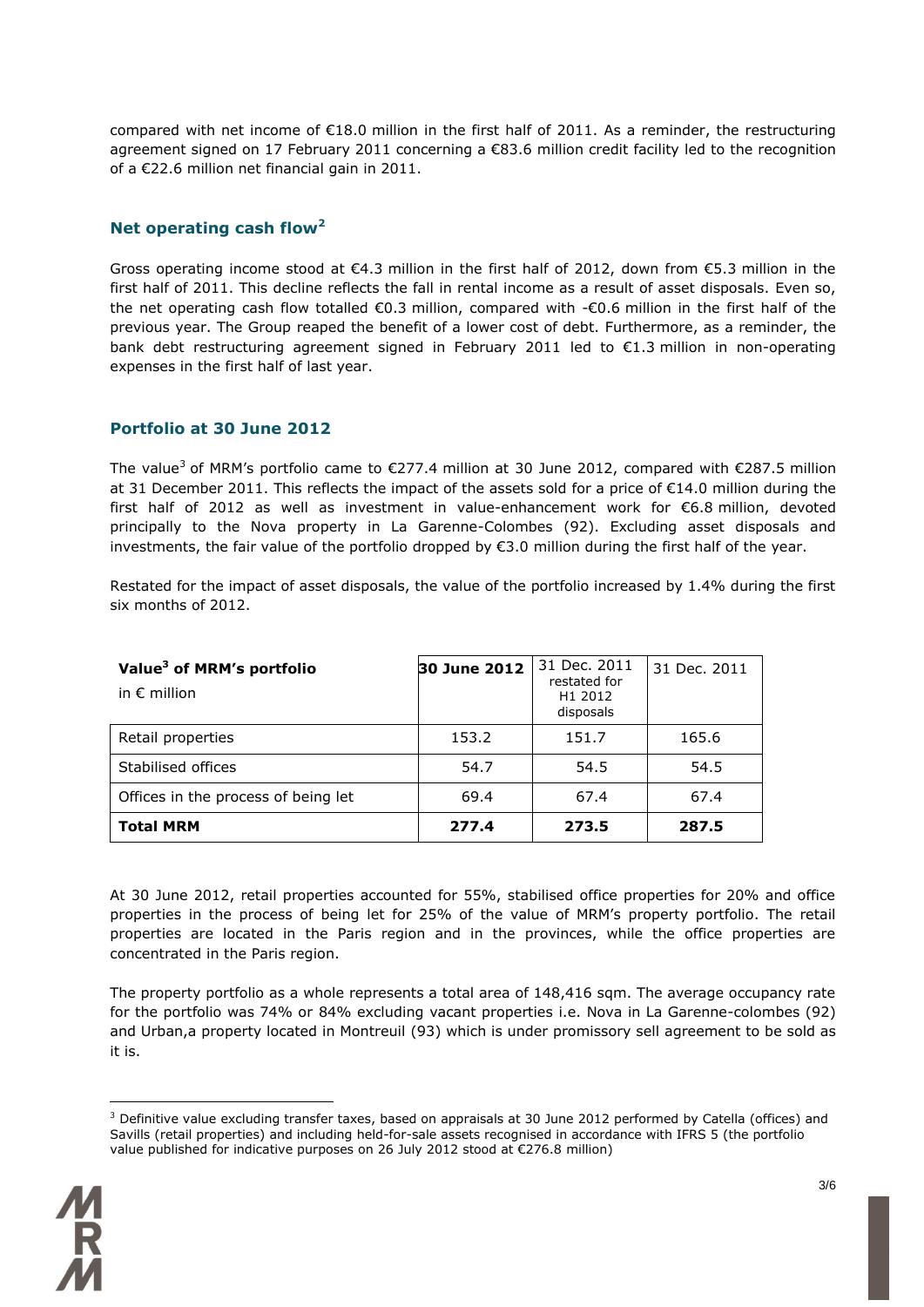compared with net income of €18.0 million in the first half of 2011. As a reminder, the restructuring agreement signed on 17 February 2011 concerning a €83.6 million credit facility led to the recognition of a €22.6 million net financial gain in 2011.

## Net operating cash flow[2]

Gross operating income stood at €4.3 million in the first half of 2012, down from €5.3 million in the first half of 2011. This decline reflects the fall in rental income as a result of asset disposals. Even so, the net operating cash flow totalled €0.3 million, compared with -€0.6 million in the first half of the previous year. The Group reaped the benefit of a lower cost of debt. Furthermore, as a reminder, the bank debt restructuring agreement signed in February 2011 led to €1.3 million in non-operating expenses in the first half of last year.

## Portfolio at 30 June 2012

The value[3] of MRM's portfolio came to €277.4 million at 30 June 2012, compared with €287.5 million at 31 December 2011. This reflects the impact of the assets sold for a price of €14.0 million during the first half of 2012 as well as investment in value-enhancement work for €6.8 million, devoted principally to the Nova property in La Garenne-Colombes (92). Excluding asset disposals and investments, the fair value of the portfolio dropped by €3.0 million during the first half of the year.

Restated for the impact of asset disposals, the value of the portfolio increased by 1.4% during the first six months of 2012.

| **Value[3] of MRM's portfolio** in € million | **30 June 2012** | 31 Dec. 2011 restated for H1 2012 disposals | 31 Dec. 2011 |
|---|---|---|---|
| Retail properties | 153.2 | 151.7 | 165.6 |
| Stabilised offices | 54.7 | 54.5 | 54.5 |
| Offices in the process of being let | 69.4 | 67.4 | 67.4 |
| **Total MRM** | **277.4** | **273.5** | **287.5** |

At 30 June 2012, retail properties accounted for 55%, stabilised office properties for 20% and office properties in the process of being let for 25% of the value of MRM's property portfolio. The retail properties are located in the Paris region and in the provinces, while the office properties are concentrated in the Paris region.

The property portfolio as a whole represents a total area of 148,416 sqm. The average occupancy rate for the portfolio was 74% or 84% excluding vacant properties i.e. Nova in La Garenne-colombes (92) and Urban,a property located in Montreuil (93) which is under promissory sell agreement to be sold as it is.

---

[3] Definitive value excluding transfer taxes, based on appraisals at 30 June 2012 performed by Catella (offices) and Savills (retail properties) and including held-for-sale assets recognised in accordance with IFRS 5 (the portfolio value published for indicative purposes on 26 July 2012 stood at €276.8 million)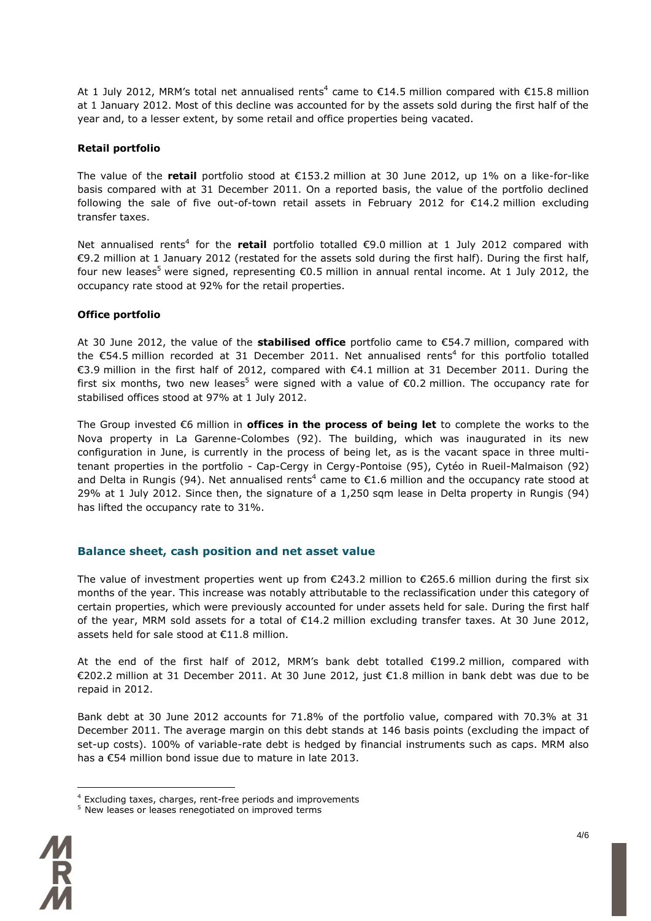At 1 July 2012, MRM's total net annualised rents[4] came to €14.5 million compared with €15.8 million at 1 January 2012. Most of this decline was accounted for by the assets sold during the first half of the year and, to a lesser extent, by some retail and office properties being vacated.

**Retail portfolio**

The value of the **retail** portfolio stood at €153.2 million at 30 June 2012, up 1% on a like-for-like basis compared with at 31 December 2011. On a reported basis, the value of the portfolio declined following the sale of five out-of-town retail assets in February 2012 for €14.2 million excluding transfer taxes.

Net annualised rents[4] for the **retail** portfolio totalled €9.0 million at 1 July 2012 compared with €9.2 million at 1 January 2012 (restated for the assets sold during the first half). During the first half, four new leases[5] were signed, representing €0.5 million in annual rental income. At 1 July 2012, the occupancy rate stood at 92% for the retail properties.

**Office portfolio**

At 30 June 2012, the value of the **stabilised office** portfolio came to €54.7 million, compared with the €54.5 million recorded at 31 December 2011. Net annualised rents[4] for this portfolio totalled €3.9 million in the first half of 2012, compared with €4.1 million at 31 December 2011. During the first six months, two new leases[5] were signed with a value of €0.2 million. The occupancy rate for stabilised offices stood at 97% at 1 July 2012.

The Group invested €6 million in **offices in the process of being let** to complete the works to the Nova property in La Garenne-Colombes (92). The building, which was inaugurated in its new configuration in June, is currently in the process of being let, as is the vacant space in three multi-tenant properties in the portfolio - Cap-Cergy in Cergy-Pontoise (95), Cytéo in Rueil-Malmaison (92) and Delta in Rungis (94). Net annualised rents[4] came to €1.6 million and the occupancy rate stood at 29% at 1 July 2012. Since then, the signature of a 1,250 sqm lease in Delta property in Rungis (94) has lifted the occupancy rate to 31%.

## Balance sheet, cash position and net asset value

The value of investment properties went up from €243.2 million to €265.6 million during the first six months of the year. This increase was notably attributable to the reclassification under this category of certain properties, which were previously accounted for under assets held for sale. During the first half of the year, MRM sold assets for a total of €14.2 million excluding transfer taxes. At 30 June 2012, assets held for sale stood at €11.8 million.

At the end of the first half of 2012, MRM's bank debt totalled €199.2 million, compared with €202.2 million at 31 December 2011. At 30 June 2012, just €1.8 million in bank debt was due to be repaid in 2012.

Bank debt at 30 June 2012 accounts for 71.8% of the portfolio value, compared with 70.3% at 31 December 2011. The average margin on this debt stands at 146 basis points (excluding the impact of set-up costs). 100% of variable-rate debt is hedged by financial instruments such as caps. MRM also has a €54 million bond issue due to mature in late 2013.

---

[4] Excluding taxes, charges, rent-free periods and improvements

[5] New leases or leases renegotiated on improved terms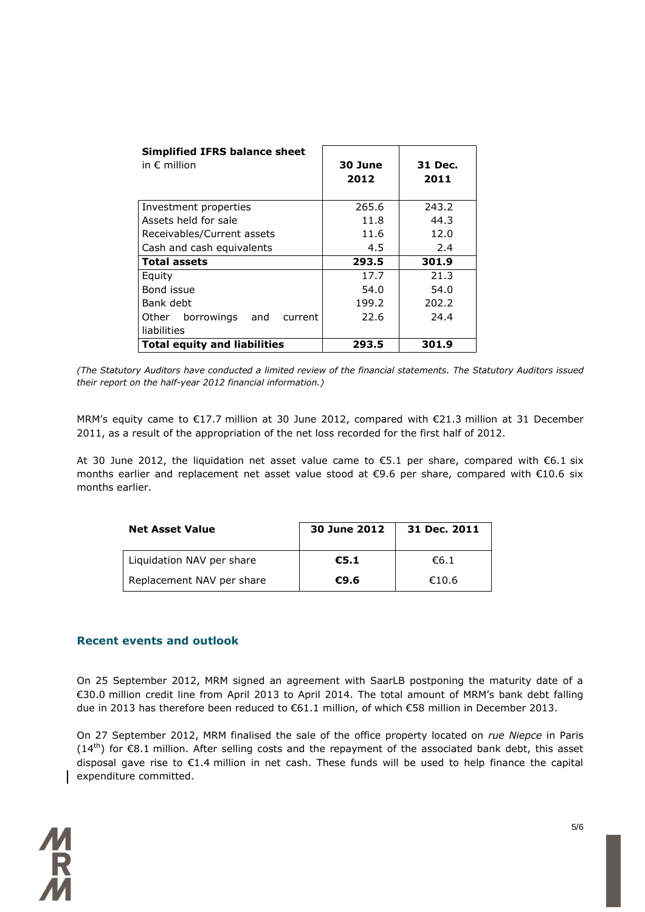| **Simplified IFRS balance sheet** in € million | **30 June 2012** | **31 Dec. 2011** |
|---|---|---|
| Investment properties | 265.6 | 243.2 |
| Assets held for sale | 11.8 | 44.3 |
| Receivables/Current assets | 11.6 | 12.0 |
| Cash and cash equivalents | 4.5 | 2.4 |
| **Total assets** | **293.5** | **301.9** |
| Equity | 17.7 | 21.3 |
| Bond issue | 54.0 | 54.0 |
| Bank debt | 199.2 | 202.2 |
| Other borrowings and current liabilities | 22.6 | 24.4 |
| **Total equity and liabilities** | **293.5** | **301.9** |

*(The Statutory Auditors have conducted a limited review of the financial statements. The Statutory Auditors issued their report on the half-year 2012 financial information.)*

MRM's equity came to €17.7 million at 30 June 2012, compared with €21.3 million at 31 December 2011, as a result of the appropriation of the net loss recorded for the first half of 2012.

At 30 June 2012, the liquidation net asset value came to €5.1 per share, compared with €6.1 six months earlier and replacement net asset value stood at €9.6 per share, compared with €10.6 six months earlier.

| **Net Asset Value** | **30 June 2012** | **31 Dec. 2011** |
|---|---|---|
| Liquidation NAV per share | **€5.1** | €6.1 |
| Replacement NAV per share | **€9.6** | €10.6 |

## Recent events and outlook

On 25 September 2012, MRM signed an agreement with SaarLB postponing the maturity date of a €30.0 million credit line from April 2013 to April 2014. The total amount of MRM's bank debt falling due in 2013 has therefore been reduced to €61.1 million, of which €58 million in December 2013.

On 27 September 2012, MRM finalised the sale of the office property located on *rue Niepce* in Paris (14[th]) for €8.1 million. After selling costs and the repayment of the associated bank debt, this asset disposal gave rise to €1.4 million in net cash. These funds will be used to help finance the capital expenditure committed.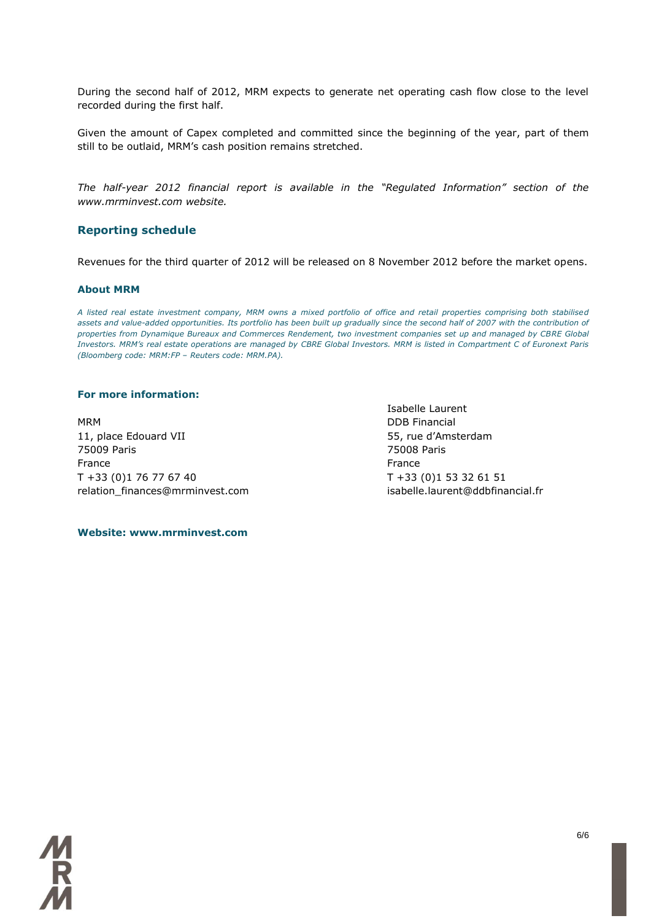During the second half of 2012, MRM expects to generate net operating cash flow close to the level recorded during the first half.

Given the amount of Capex completed and committed since the beginning of the year, part of them still to be outlaid, MRM's cash position remains stretched.

*The half-year 2012 financial report is available in the "Regulated Information" section of the www.mrminvest.com website.*

## Reporting schedule

Revenues for the third quarter of 2012 will be released on 8 November 2012 before the market opens.

### About MRM

*A listed real estate investment company, MRM owns a mixed portfolio of office and retail properties comprising both stabilised assets and value-added opportunities. Its portfolio has been built up gradually since the second half of 2007 with the contribution of properties from Dynamique Bureaux and Commerces Rendement, two investment companies set up and managed by CBRE Global Investors. MRM's real estate operations are managed by CBRE Global Investors. MRM is listed in Compartment C of Euronext Paris (Bloomberg code: MRM:FP – Reuters code: MRM.PA).*

### For more information:

MRM
11, place Edouard VII
75009 Paris
France
T +33 (0)1 76 77 67 40
relation_finances@mrminvest.com

Isabelle Laurent
DDB Financial
55, rue d'Amsterdam
75008 Paris
France
T +33 (0)1 53 32 61 51
isabelle.laurent@ddbfinancial.fr

**Website: www.mrminvest.com**